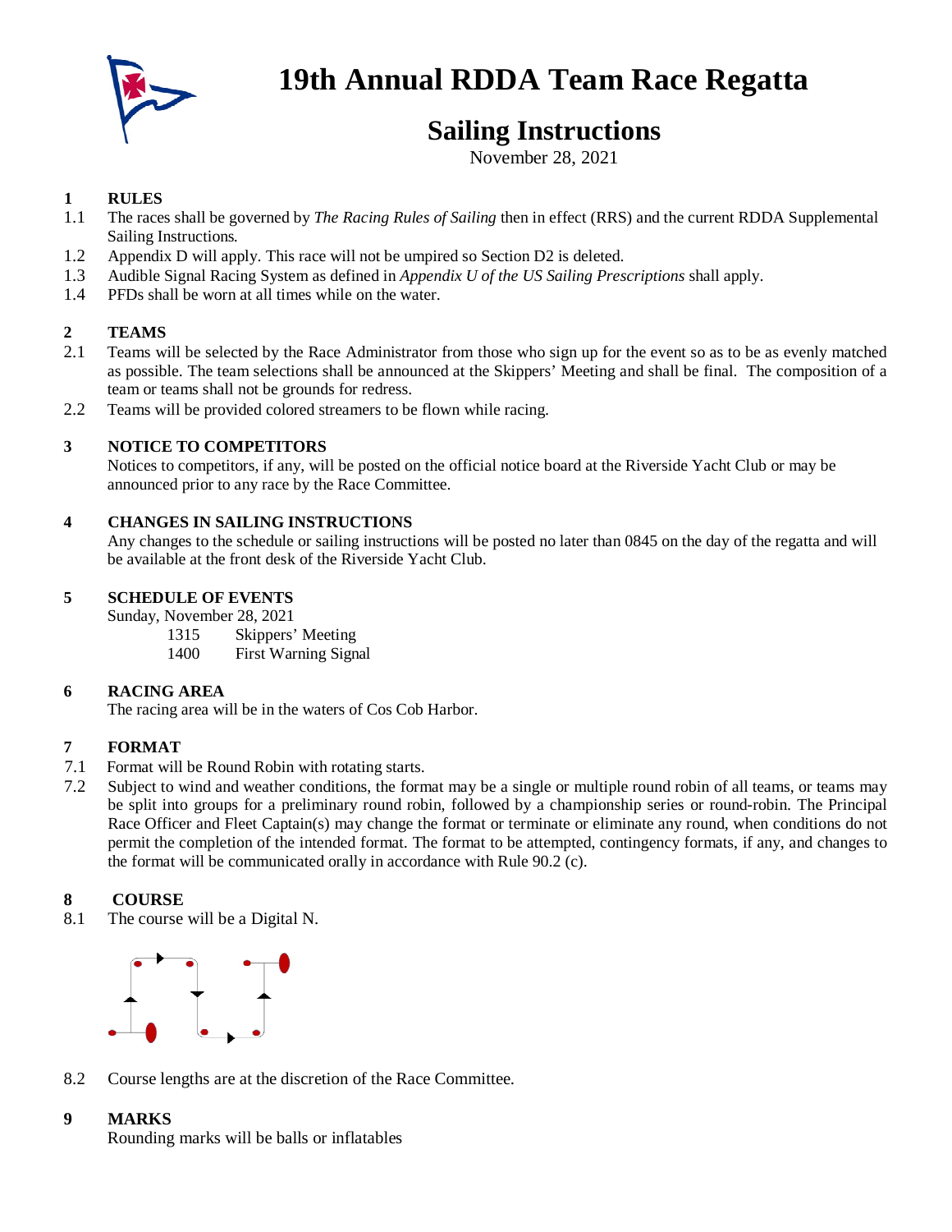# 19th Annual RDDA Team Race Regatta

## Sailing Instructions

November 28, 2021

### 1 RULES

1.1 The races shall be governed by *The Racing Rules of Sailing* then in effect (RRS) and the current RDDA Supplemental Sailing Instructions.

1.2 Appendix D will apply. This race will not be umpired so Section D2 is deleted.

1.3 Audible Signal Racing System as defined in *Appendix U of the US Sailing Prescriptions* shall apply.

1.4 PFDs shall be worn at all times while on the water.

### 2 TEAMS

2.1 Teams will be selected by the Race Administrator from those who sign up for the event so as to be as evenly matched as possible. The team selections shall be announced at the Skippers' Meeting and shall be final. The composition of a team or teams shall not be grounds for redress.

2.2 Teams will be provided colored streamers to be flown while racing.

### 3 NOTICE TO COMPETITORS

Notices to competitors, if any, will be posted on the official notice board at the Riverside Yacht Club or may be announced prior to any race by the Race Committee.

### 4 CHANGES IN SAILING INSTRUCTIONS

Any changes to the schedule or sailing instructions will be posted no later than 0845 on the day of the regatta and will be available at the front desk of the Riverside Yacht Club.

### 5 SCHEDULE OF EVENTS

Sunday, November 28, 2021

| | |
|---|---|
| 1315 | Skippers' Meeting |
| 1400 | First Warning Signal |

### 6 RACING AREA

The racing area will be in the waters of Cos Cob Harbor.

### 7 FORMAT

7.1 Format will be Round Robin with rotating starts.

7.2 Subject to wind and weather conditions, the format may be a single or multiple round robin of all teams, or teams may be split into groups for a preliminary round robin, followed by a championship series or round-robin. The Principal Race Officer and Fleet Captain(s) may change the format or terminate or eliminate any round, when conditions do not permit the completion of the intended format. The format to be attempted, contingency formats, if any, and changes to the format will be communicated orally in accordance with Rule 90.2 (c).

### 8 COURSE

8.1 The course will be a Digital N.

8.2 Course lengths are at the discretion of the Race Committee.

### 9 MARKS

Rounding marks will be balls or inflatables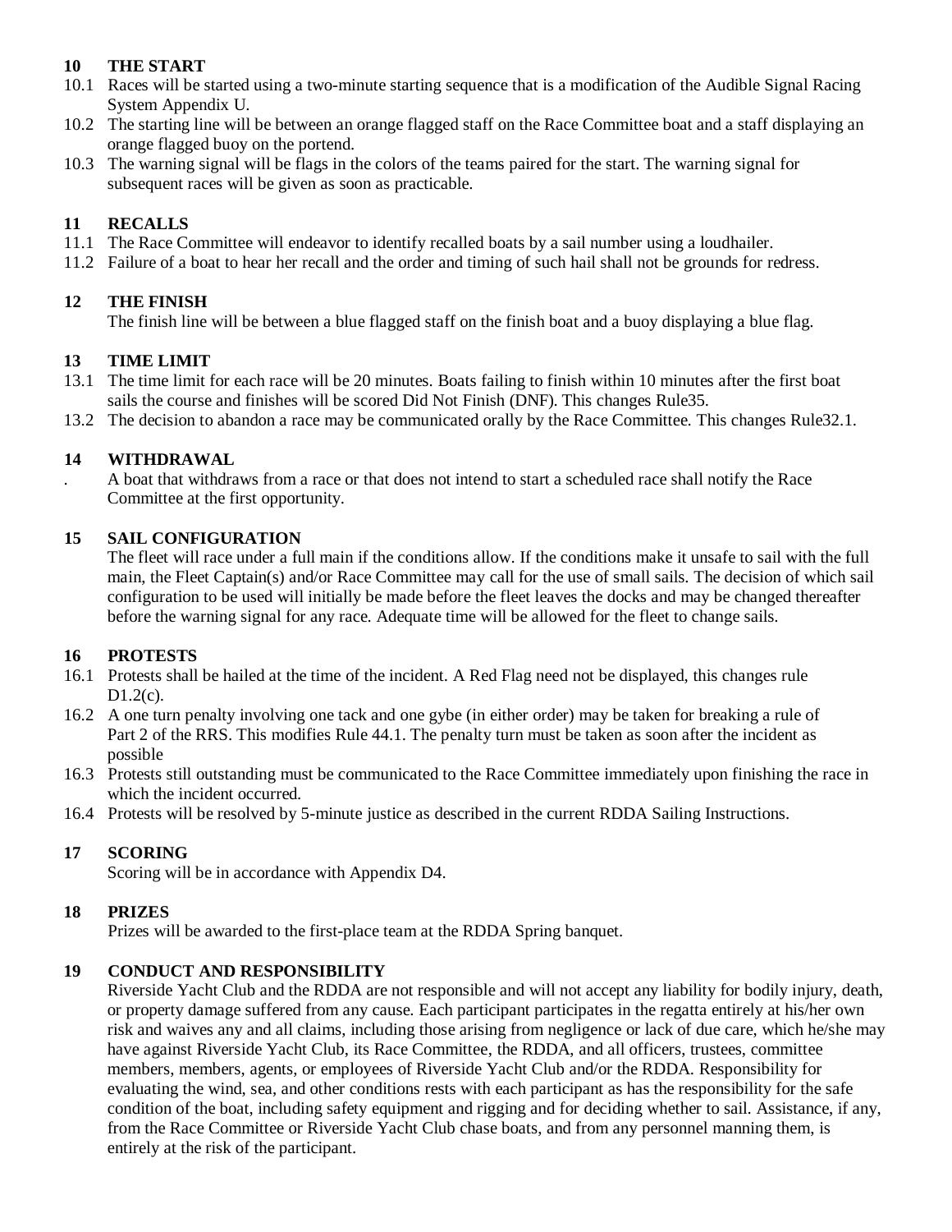## 10 THE START

10.1 Races will be started using a two-minute starting sequence that is a modification of the Audible Signal Racing System Appendix U.

10.2 The starting line will be between an orange flagged staff on the Race Committee boat and a staff displaying an orange flagged buoy on the portend.

10.3 The warning signal will be flags in the colors of the teams paired for the start. The warning signal for subsequent races will be given as soon as practicable.

## 11 RECALLS

11.1 The Race Committee will endeavor to identify recalled boats by a sail number using a loudhailer.

11.2 Failure of a boat to hear her recall and the order and timing of such hail shall not be grounds for redress.

## 12 THE FINISH

The finish line will be between a blue flagged staff on the finish boat and a buoy displaying a blue flag.

## 13 TIME LIMIT

13.1 The time limit for each race will be 20 minutes. Boats failing to finish within 10 minutes after the first boat sails the course and finishes will be scored Did Not Finish (DNF). This changes Rule35.

13.2 The decision to abandon a race may be communicated orally by the Race Committee. This changes Rule32.1.

## 14 WITHDRAWAL

. A boat that withdraws from a race or that does not intend to start a scheduled race shall notify the Race Committee at the first opportunity.

## 15 SAIL CONFIGURATION

The fleet will race under a full main if the conditions allow. If the conditions make it unsafe to sail with the full main, the Fleet Captain(s) and/or Race Committee may call for the use of small sails. The decision of which sail configuration to be used will initially be made before the fleet leaves the docks and may be changed thereafter before the warning signal for any race. Adequate time will be allowed for the fleet to change sails.

## 16 PROTESTS

16.1 Protests shall be hailed at the time of the incident. A Red Flag need not be displayed, this changes rule D1.2(c).

16.2 A one turn penalty involving one tack and one gybe (in either order) may be taken for breaking a rule of Part 2 of the RRS. This modifies Rule 44.1. The penalty turn must be taken as soon after the incident as possible

16.3 Protests still outstanding must be communicated to the Race Committee immediately upon finishing the race in which the incident occurred.

16.4 Protests will be resolved by 5-minute justice as described in the current RDDA Sailing Instructions.

## 17 SCORING

Scoring will be in accordance with Appendix D4.

## 18 PRIZES

Prizes will be awarded to the first-place team at the RDDA Spring banquet.

## 19 CONDUCT AND RESPONSIBILITY

Riverside Yacht Club and the RDDA are not responsible and will not accept any liability for bodily injury, death, or property damage suffered from any cause. Each participant participates in the regatta entirely at his/her own risk and waives any and all claims, including those arising from negligence or lack of due care, which he/she may have against Riverside Yacht Club, its Race Committee, the RDDA, and all officers, trustees, committee members, members, agents, or employees of Riverside Yacht Club and/or the RDDA. Responsibility for evaluating the wind, sea, and other conditions rests with each participant as has the responsibility for the safe condition of the boat, including safety equipment and rigging and for deciding whether to sail. Assistance, if any, from the Race Committee or Riverside Yacht Club chase boats, and from any personnel manning them, is entirely at the risk of the participant.